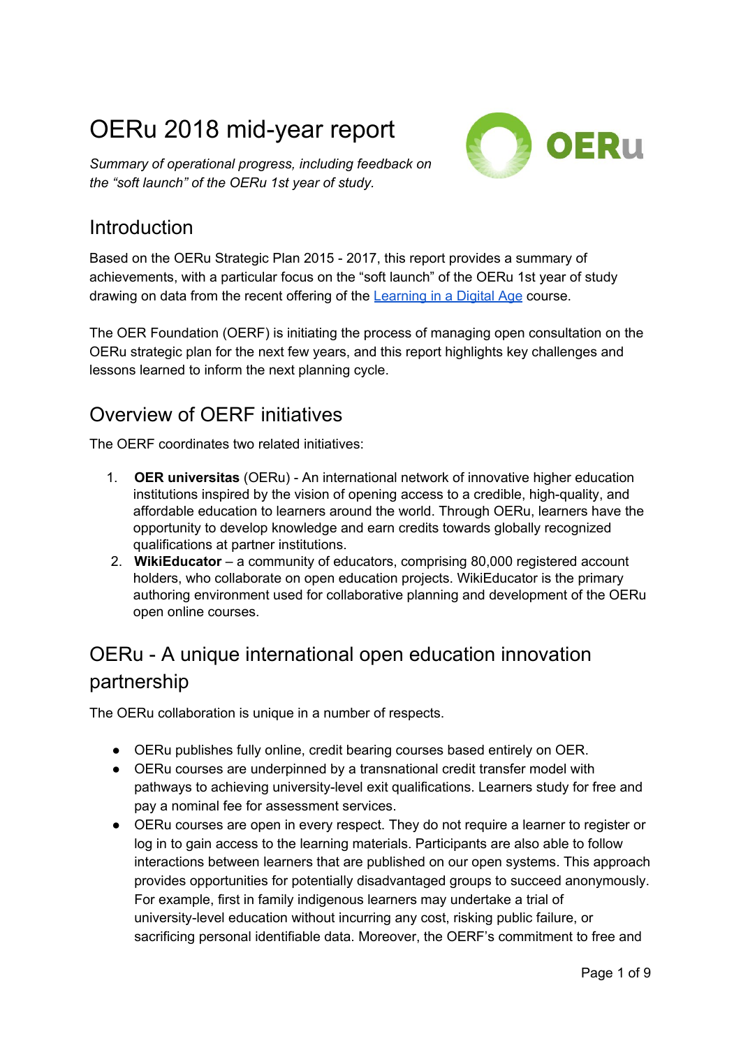# OERu 2018 mid-year report

*Summary of operational progress, including feedback on the "soft launch" of the OERu 1st year of study.*

## Introduction

Based on the OERu Strategic Plan 2015 - 2017, this report provides a summary of achievements, with a particular focus on the "soft launch" of the OERu 1st year of study drawing on data from the recent offering of the Learning in a Digital Age course.

The OER Foundation (OERF) is initiating the process of managing open consultation on the OERu strategic plan for the next few years, and this report highlights key challenges and lessons learned to inform the next planning cycle.

## Overview of OERF initiatives

The OERF coordinates two related initiatives:

1. **OER universitas** (OERu) - An international network of innovative higher education institutions inspired by the vision of opening access to a credible, high-quality, and affordable education to learners around the world. Through OERu, learners have the opportunity to develop knowledge and earn credits towards globally recognized qualifications at partner institutions.
2. **WikiEducator** – a community of educators, comprising 80,000 registered account holders, who collaborate on open education projects. WikiEducator is the primary authoring environment used for collaborative planning and development of the OERu open online courses.

## OERu - A unique international open education innovation partnership

The OERu collaboration is unique in a number of respects.

- OERu publishes fully online, credit bearing courses based entirely on OER.
- OERu courses are underpinned by a transnational credit transfer model with pathways to achieving university-level exit qualifications. Learners study for free and pay a nominal fee for assessment services.
- OERu courses are open in every respect. They do not require a learner to register or log in to gain access to the learning materials. Participants are also able to follow interactions between learners that are published on our open systems. This approach provides opportunities for potentially disadvantaged groups to succeed anonymously. For example, first in family indigenous learners may undertake a trial of university-level education without incurring any cost, risking public failure, or sacrificing personal identifiable data. Moreover, the OERF's commitment to free and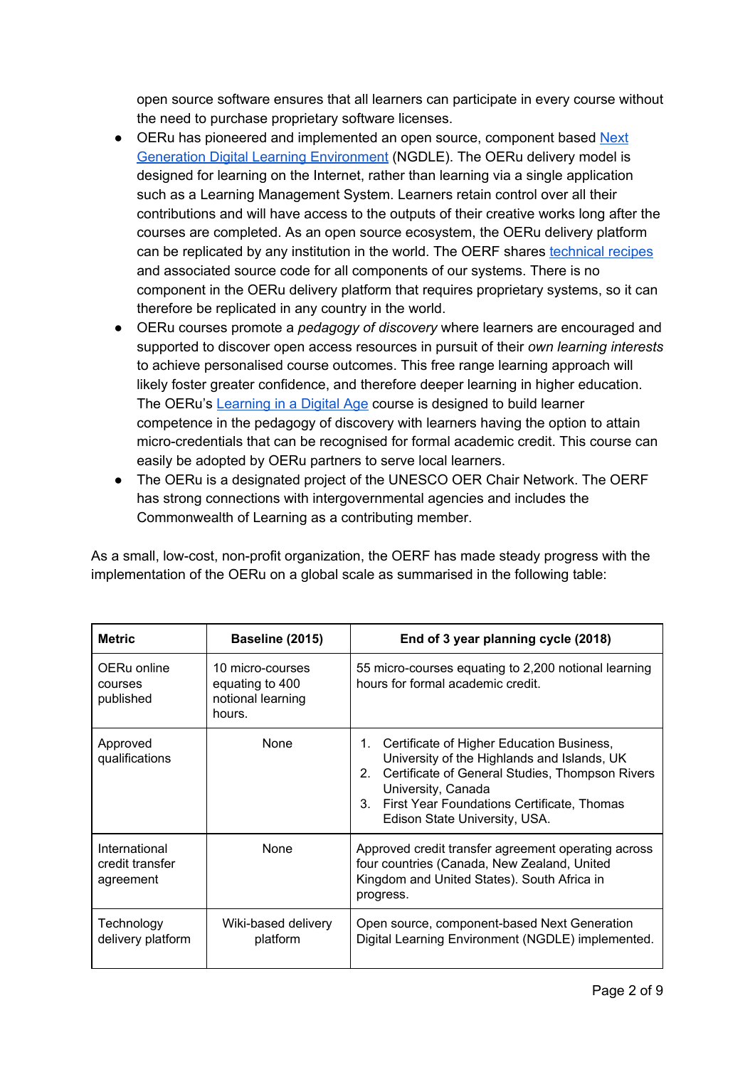open source software ensures that all learners can participate in every course without the need to purchase proprietary software licenses.

- OERu has pioneered and implemented an open source, component based Next Generation Digital Learning Environment (NGDLE). The OERu delivery model is designed for learning on the Internet, rather than learning via a single application such as a Learning Management System. Learners retain control over all their contributions and will have access to the outputs of their creative works long after the courses are completed. As an open source ecosystem, the OERu delivery platform can be replicated by any institution in the world. The OERF shares technical recipes and associated source code for all components of our systems. There is no component in the OERu delivery platform that requires proprietary systems, so it can therefore be replicated in any country in the world.
- OERu courses promote a *pedagogy of discovery* where learners are encouraged and supported to discover open access resources in pursuit of their *own learning interests* to achieve personalised course outcomes. This free range learning approach will likely foster greater confidence, and therefore deeper learning in higher education. The OERu's Learning in a Digital Age course is designed to build learner competence in the pedagogy of discovery with learners having the option to attain micro-credentials that can be recognised for formal academic credit. This course can easily be adopted by OERu partners to serve local learners.
- The OERu is a designated project of the UNESCO OER Chair Network. The OERF has strong connections with intergovernmental agencies and includes the Commonwealth of Learning as a contributing member.

As a small, low-cost, non-profit organization, the OERF has made steady progress with the implementation of the OERu on a global scale as summarised in the following table:

| **Metric** | **Baseline (2015)** | **End of 3 year planning cycle (2018)** |
|---|---|---|
| OERu online courses published | 10 micro-courses equating to 400 notional learning hours. | 55 micro-courses equating to 2,200 notional learning hours for formal academic credit. |
| Approved qualifications | None | 1. Certificate of Higher Education Business, University of the Highlands and Islands, UK<br>2. Certificate of General Studies, Thompson Rivers University, Canada<br>3. First Year Foundations Certificate, Thomas Edison State University, USA. |
| International credit transfer agreement | None | Approved credit transfer agreement operating across four countries (Canada, New Zealand, United Kingdom and United States). South Africa in progress. |
| Technology delivery platform | Wiki-based delivery platform | Open source, component-based Next Generation Digital Learning Environment (NGDLE) implemented. |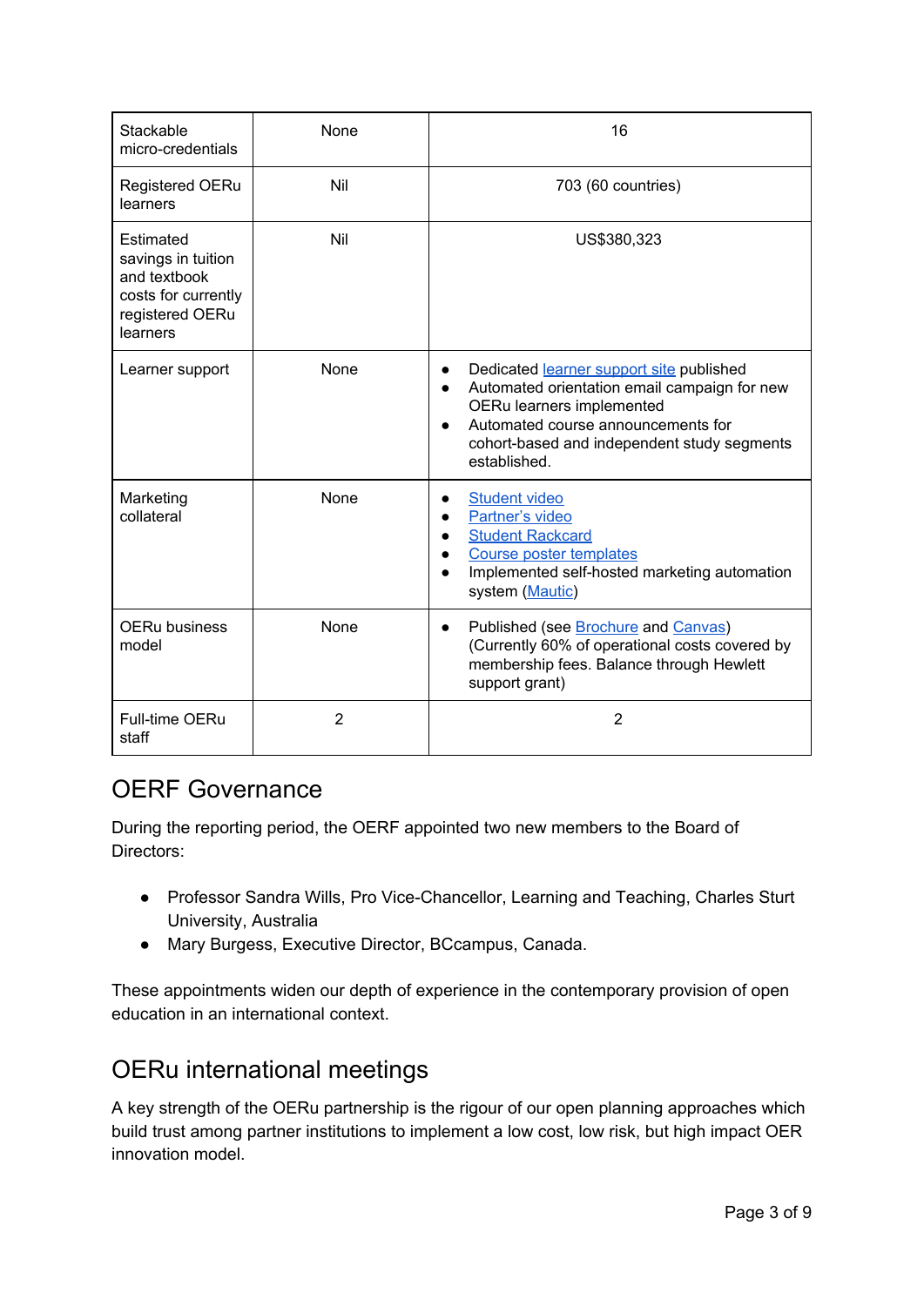| | | |
|---|---|---|
| Stackable micro-credentials | None | 16 |
| Registered OERu learners | Nil | 703 (60 countries) |
| Estimated savings in tuition and textbook costs for currently registered OERu learners | Nil | US$380,323 |
| Learner support | None | • Dedicated learner support site published<br>• Automated orientation email campaign for new OERu learners implemented<br>• Automated course announcements for cohort-based and independent study segments established. |
| Marketing collateral | None | • Student video<br>• Partner's video<br>• Student Rackcard<br>• Course poster templates<br>• Implemented self-hosted marketing automation system (Mautic) |
| OERu business model | None | • Published (see Brochure and Canvas) (Currently 60% of operational costs covered by membership fees. Balance through Hewlett support grant) |
| Full-time OERu staff | 2 | 2 |

## OERF Governance

During the reporting period, the OERF appointed two new members to the Board of Directors:

- Professor Sandra Wills, Pro Vice-Chancellor, Learning and Teaching, Charles Sturt University, Australia
- Mary Burgess, Executive Director, BCcampus, Canada.

These appointments widen our depth of experience in the contemporary provision of open education in an international context.

## OERu international meetings

A key strength of the OERu partnership is the rigour of our open planning approaches which build trust among partner institutions to implement a low cost, low risk, but high impact OER innovation model.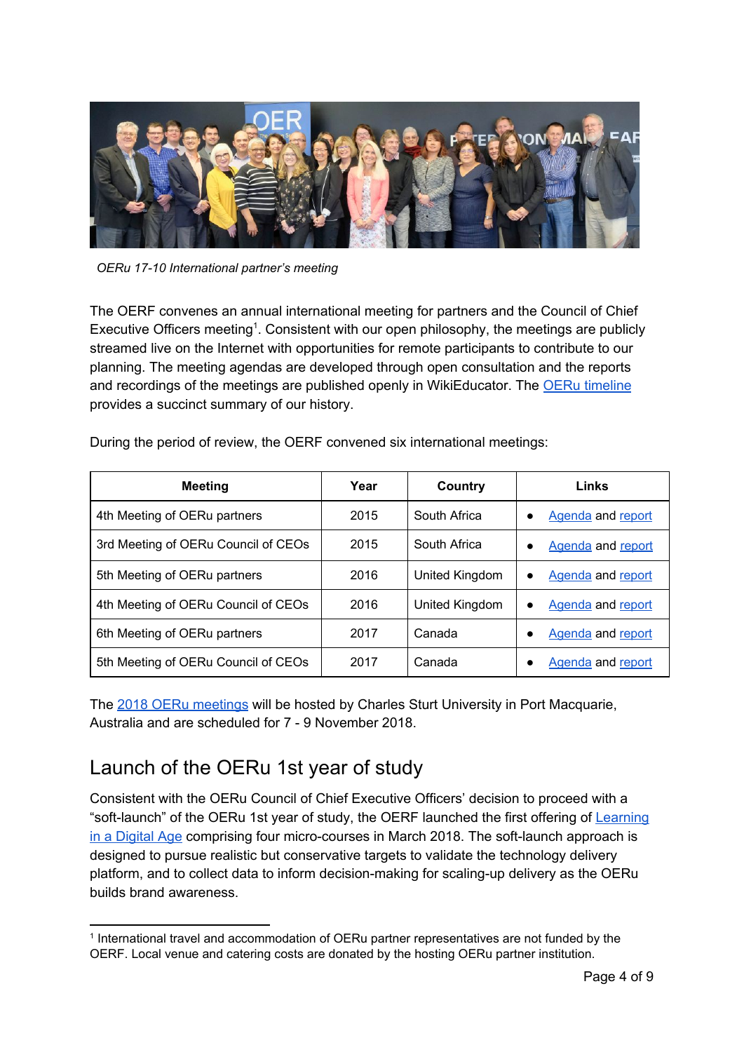*OERu 17-10 International partner's meeting*

The OERF convenes an annual international meeting for partners and the Council of Chief Executive Officers meeting[1]. Consistent with our open philosophy, the meetings are publicly streamed live on the Internet with opportunities for remote participants to contribute to our planning. The meeting agendas are developed through open consultation and the reports and recordings of the meetings are published openly in WikiEducator. The OERu timeline provides a succinct summary of our history.

During the period of review, the OERF convened six international meetings:

| Meeting | Year | Country | Links |
|---|---|---|---|
| 4th Meeting of OERu partners | 2015 | South Africa | • Agenda and report |
| 3rd Meeting of OERu Council of CEOs | 2015 | South Africa | • Agenda and report |
| 5th Meeting of OERu partners | 2016 | United Kingdom | • Agenda and report |
| 4th Meeting of OERu Council of CEOs | 2016 | United Kingdom | • Agenda and report |
| 6th Meeting of OERu partners | 2017 | Canada | • Agenda and report |
| 5th Meeting of OERu Council of CEOs | 2017 | Canada | • Agenda and report |

The 2018 OERu meetings will be hosted by Charles Sturt University in Port Macquarie, Australia and are scheduled for 7 - 9 November 2018.

## Launch of the OERu 1st year of study

Consistent with the OERu Council of Chief Executive Officers' decision to proceed with a "soft-launch" of the OERu 1st year of study, the OERF launched the first offering of Learning in a Digital Age comprising four micro-courses in March 2018. The soft-launch approach is designed to pursue realistic but conservative targets to validate the technology delivery platform, and to collect data to inform decision-making for scaling-up delivery as the OERu builds brand awareness.

[1] International travel and accommodation of OERu partner representatives are not funded by the OERF. Local venue and catering costs are donated by the hosting OERu partner institution.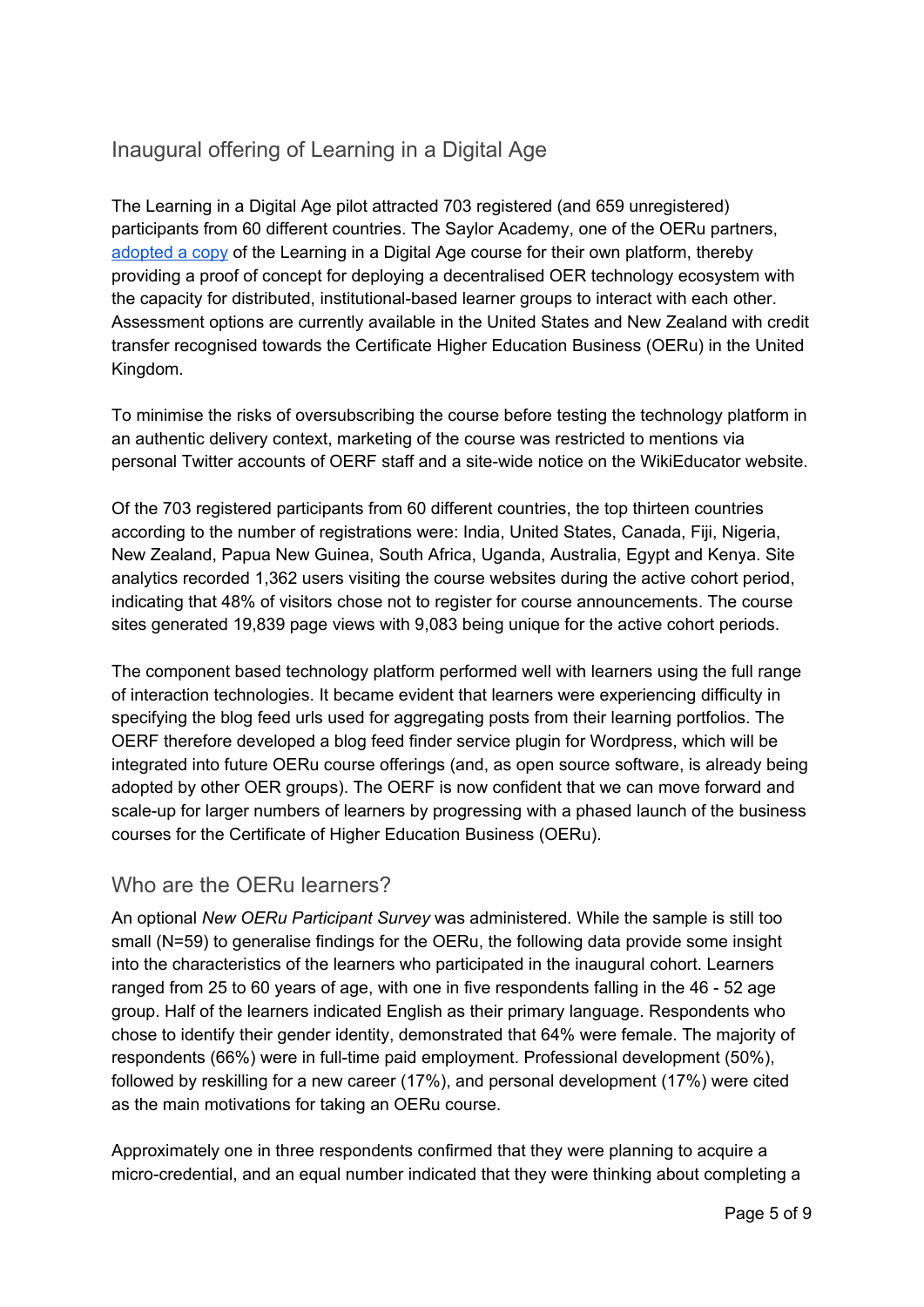## Inaugural offering of Learning in a Digital Age

The Learning in a Digital Age pilot attracted 703 registered (and 659 unregistered) participants from 60 different countries. The Saylor Academy, one of the OERu partners, adopted a copy of the Learning in a Digital Age course for their own platform, thereby providing a proof of concept for deploying a decentralised OER technology ecosystem with the capacity for distributed, institutional-based learner groups to interact with each other. Assessment options are currently available in the United States and New Zealand with credit transfer recognised towards the Certificate Higher Education Business (OERu) in the United Kingdom.

To minimise the risks of oversubscribing the course before testing the technology platform in an authentic delivery context, marketing of the course was restricted to mentions via personal Twitter accounts of OERF staff and a site-wide notice on the WikiEducator website.

Of the 703 registered participants from 60 different countries, the top thirteen countries according to the number of registrations were: India, United States, Canada, Fiji, Nigeria, New Zealand, Papua New Guinea, South Africa, Uganda, Australia, Egypt and Kenya. Site analytics recorded 1,362 users visiting the course websites during the active cohort period, indicating that 48% of visitors chose not to register for course announcements. The course sites generated 19,839 page views with 9,083 being unique for the active cohort periods.

The component based technology platform performed well with learners using the full range of interaction technologies. It became evident that learners were experiencing difficulty in specifying the blog feed urls used for aggregating posts from their learning portfolios. The OERF therefore developed a blog feed finder service plugin for Wordpress, which will be integrated into future OERu course offerings (and, as open source software, is already being adopted by other OER groups). The OERF is now confident that we can move forward and scale-up for larger numbers of learners by progressing with a phased launch of the business courses for the Certificate of Higher Education Business (OERu).

## Who are the OERu learners?

An optional *New OERu Participant Survey* was administered. While the sample is still too small (N=59) to generalise findings for the OERu, the following data provide some insight into the characteristics of the learners who participated in the inaugural cohort. Learners ranged from 25 to 60 years of age, with one in five respondents falling in the 46 - 52 age group. Half of the learners indicated English as their primary language. Respondents who chose to identify their gender identity, demonstrated that 64% were female. The majority of respondents (66%) were in full-time paid employment. Professional development (50%), followed by reskilling for a new career (17%), and personal development (17%) were cited as the main motivations for taking an OERu course.

Approximately one in three respondents confirmed that they were planning to acquire a micro-credential, and an equal number indicated that they were thinking about completing a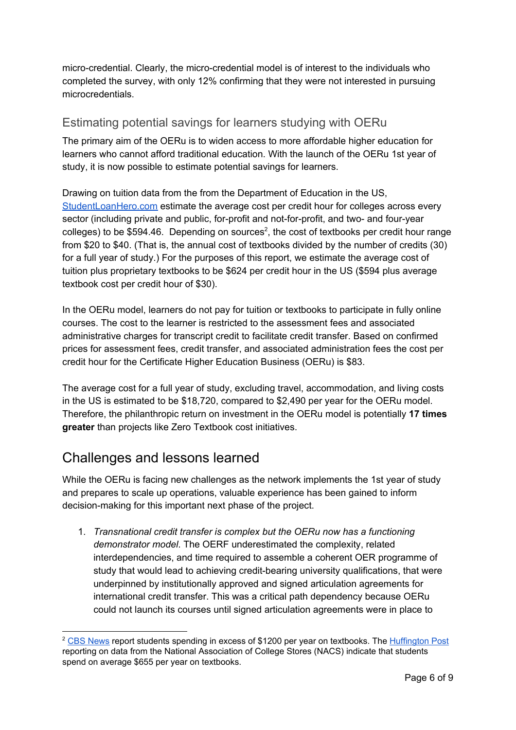micro-credential. Clearly, the micro-credential model is of interest to the individuals who completed the survey, with only 12% confirming that they were not interested in pursuing microcredentials.

### Estimating potential savings for learners studying with OERu

The primary aim of the OERu is to widen access to more affordable higher education for learners who cannot afford traditional education. With the launch of the OERu 1st year of study, it is now possible to estimate potential savings for learners.

Drawing on tuition data from the from the Department of Education in the US, StudentLoanHero.com estimate the average cost per credit hour for colleges across every sector (including private and public, for-profit and not-for-profit, and two- and four-year colleges) to be $594.46. Depending on sources[2], the cost of textbooks per credit hour range from $20 to $40. (That is, the annual cost of textbooks divided by the number of credits (30) for a full year of study.) For the purposes of this report, we estimate the average cost of tuition plus proprietary textbooks to be $624 per credit hour in the US ($594 plus average textbook cost per credit hour of $30).

In the OERu model, learners do not pay for tuition or textbooks to participate in fully online courses. The cost to the learner is restricted to the assessment fees and associated administrative charges for transcript credit to facilitate credit transfer. Based on confirmed prices for assessment fees, credit transfer, and associated administration fees the cost per credit hour for the Certificate Higher Education Business (OERu) is $83.

The average cost for a full year of study, excluding travel, accommodation, and living costs in the US is estimated to be $18,720, compared to $2,490 per year for the OERu model. Therefore, the philanthropic return on investment in the OERu model is potentially **17 times greater** than projects like Zero Textbook cost initiatives.

## Challenges and lessons learned

While the OERu is facing new challenges as the network implements the 1st year of study and prepares to scale up operations, valuable experience has been gained to inform decision-making for this important next phase of the project.

1. *Transnational credit transfer is complex but the OERu now has a functioning demonstrator model*. The OERF underestimated the complexity, related interdependencies, and time required to assemble a coherent OER programme of study that would lead to achieving credit-bearing university qualifications, that were underpinned by institutionally approved and signed articulation agreements for international credit transfer. This was a critical path dependency because OERu could not launch its courses until signed articulation agreements were in place to

[2] CBS News report students spending in excess of $1200 per year on textbooks. The Huffington Post reporting on data from the National Association of College Stores (NACS) indicate that students spend on average $655 per year on textbooks.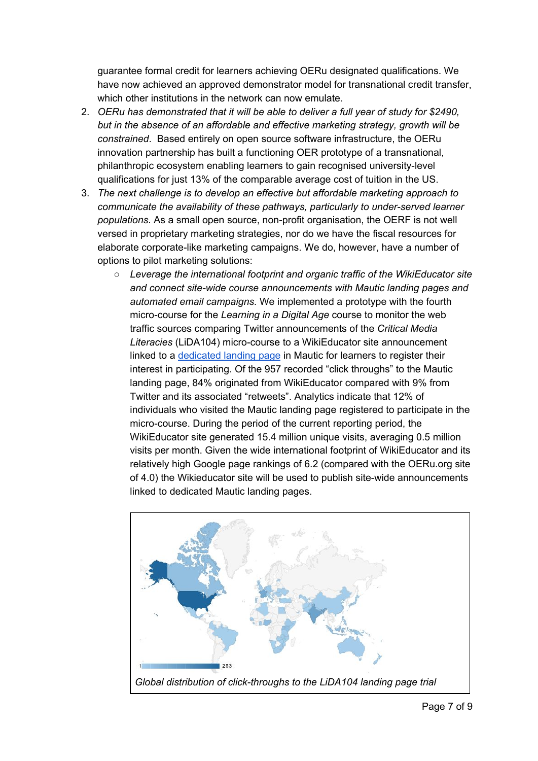guarantee formal credit for learners achieving OERu designated qualifications. We have now achieved an approved demonstrator model for transnational credit transfer, which other institutions in the network can now emulate.

2. *OERu has demonstrated that it will be able to deliver a full year of study for $2490, but in the absence of an affordable and effective marketing strategy, growth will be constrained.* Based entirely on open source software infrastructure, the OERu innovation partnership has built a functioning OER prototype of a transnational, philanthropic ecosystem enabling learners to gain recognised university-level qualifications for just 13% of the comparable average cost of tuition in the US.
3. *The next challenge is to develop an effective but affordable marketing approach to communicate the availability of these pathways, particularly to under-served learner populations*. As a small open source, non-profit organisation, the OERF is not well versed in proprietary marketing strategies, nor do we have the fiscal resources for elaborate corporate-like marketing campaigns. We do, however, have a number of options to pilot marketing solutions:
    - *Leverage the international footprint and organic traffic of the WikiEducator site and connect site-wide course announcements with Mautic landing pages and automated email campaigns.* We implemented a prototype with the fourth micro-course for the *Learning in a Digital Age* course to monitor the web traffic sources comparing Twitter announcements of the *Critical Media Literacies* (LiDA104) micro-course to a WikiEducator site announcement linked to a dedicated landing page in Mautic for learners to register their interest in participating. Of the 957 recorded "click throughs" to the Mautic landing page, 84% originated from WikiEducator compared with 9% from Twitter and its associated "retweets". Analytics indicate that 12% of individuals who visited the Mautic landing page registered to participate in the micro-course. During the period of the current reporting period, the WikiEducator site generated 15.4 million unique visits, averaging 0.5 million visits per month. Given the wide international footprint of WikiEducator and its relatively high Google page rankings of 6.2 (compared with the OERu.org site of 4.0) the Wikieducator site will be used to publish site-wide announcements linked to dedicated Mautic landing pages.

*Global distribution of click-throughs to the LiDA104 landing page trial*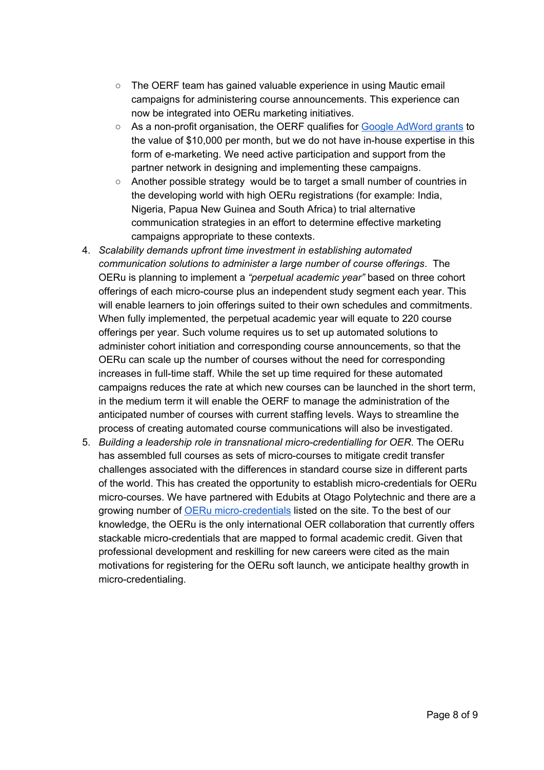- The OERF team has gained valuable experience in using Mautic email campaigns for administering course announcements. This experience can now be integrated into OERu marketing initiatives.
   - As a non-profit organisation, the OERF qualifies for [Google AdWord grants] to the value of $10,000 per month, but we do not have in-house expertise in this form of e-marketing. We need active participation and support from the partner network in designing and implementing these campaigns.
   - Another possible strategy would be to target a small number of countries in the developing world with high OERu registrations (for example: India, Nigeria, Papua New Guinea and South Africa) to trial alternative communication strategies in an effort to determine effective marketing campaigns appropriate to these contexts.

4. *Scalability demands upfront time investment in establishing automated communication solutions to administer a large number of course offerings*. The OERu is planning to implement a *"perpetual academic year"* based on three cohort offerings of each micro-course plus an independent study segment each year. This will enable learners to join offerings suited to their own schedules and commitments. When fully implemented, the perpetual academic year will equate to 220 course offerings per year. Such volume requires us to set up automated solutions to administer cohort initiation and corresponding course announcements, so that the OERu can scale up the number of courses without the need for corresponding increases in full-time staff. While the set up time required for these automated campaigns reduces the rate at which new courses can be launched in the short term, in the medium term it will enable the OERF to manage the administration of the anticipated number of courses with current staffing levels. Ways to streamline the process of creating automated course communications will also be investigated.
5. *Building a leadership role in transnational micro-credentialling for OER*. The OERu has assembled full courses as sets of micro-courses to mitigate credit transfer challenges associated with the differences in standard course size in different parts of the world. This has created the opportunity to establish micro-credentials for OERu micro-courses. We have partnered with Edubits at Otago Polytechnic and there are a growing number of [OERu micro-credentials] listed on the site. To the best of our knowledge, the OERu is the only international OER collaboration that currently offers stackable micro-credentials that are mapped to formal academic credit. Given that professional development and reskilling for new careers were cited as the main motivations for registering for the OERu soft launch, we anticipate healthy growth in micro-credentialing.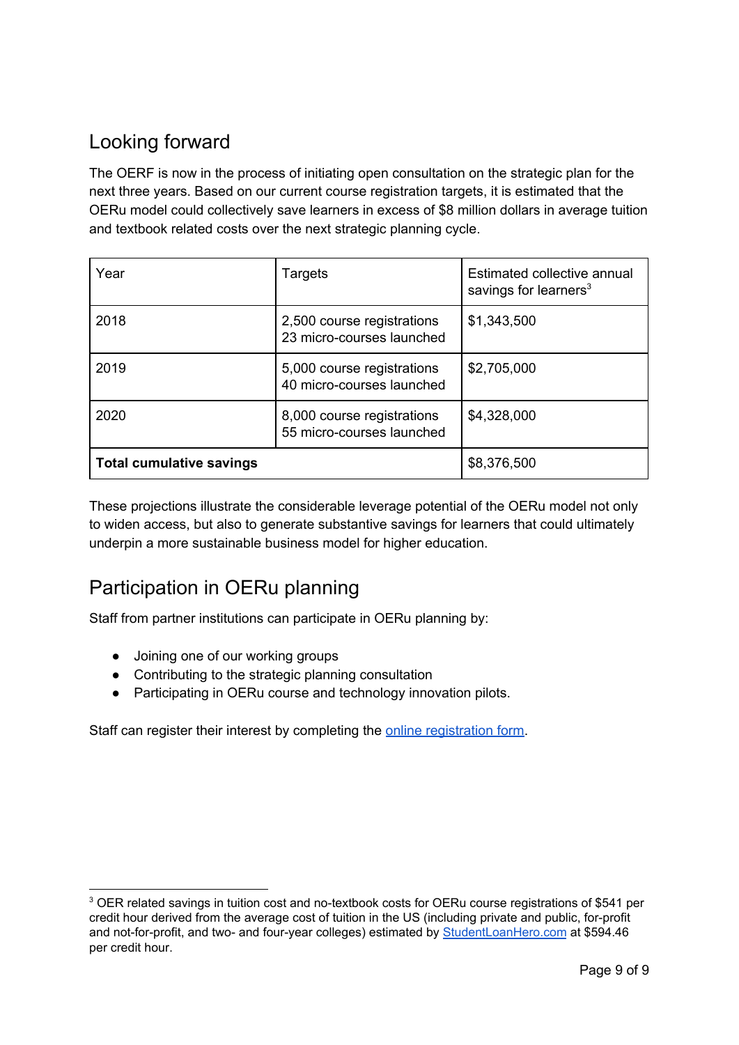## Looking forward

The OERF is now in the process of initiating open consultation on the strategic plan for the next three years. Based on our current course registration targets, it is estimated that the OERu model could collectively save learners in excess of $8 million dollars in average tuition and textbook related costs over the next strategic planning cycle.

| Year | Targets | Estimated collective annual savings for learners[3] |
|---|---|---|
| 2018 | 2,500 course registrations<br>23 micro-courses launched | $1,343,500 |
| 2019 | 5,000 course registrations<br>40 micro-courses launched | $2,705,000 |
| 2020 | 8,000 course registrations<br>55 micro-courses launched | $4,328,000 |
| **Total cumulative savings** | | $8,376,500 |

These projections illustrate the considerable leverage potential of the OERu model not only to widen access, but also to generate substantive savings for learners that could ultimately underpin a more sustainable business model for higher education.

## Participation in OERu planning

Staff from partner institutions can participate in OERu planning by:

- Joining one of our working groups
- Contributing to the strategic planning consultation
- Participating in OERu course and technology innovation pilots.

Staff can register their interest by completing the online registration form.

---

[3] OER related savings in tuition cost and no-textbook costs for OERu course registrations of $541 per credit hour derived from the average cost of tuition in the US (including private and public, for-profit and not-for-profit, and two- and four-year colleges) estimated by StudentLoanHero.com at $594.46 per credit hour.